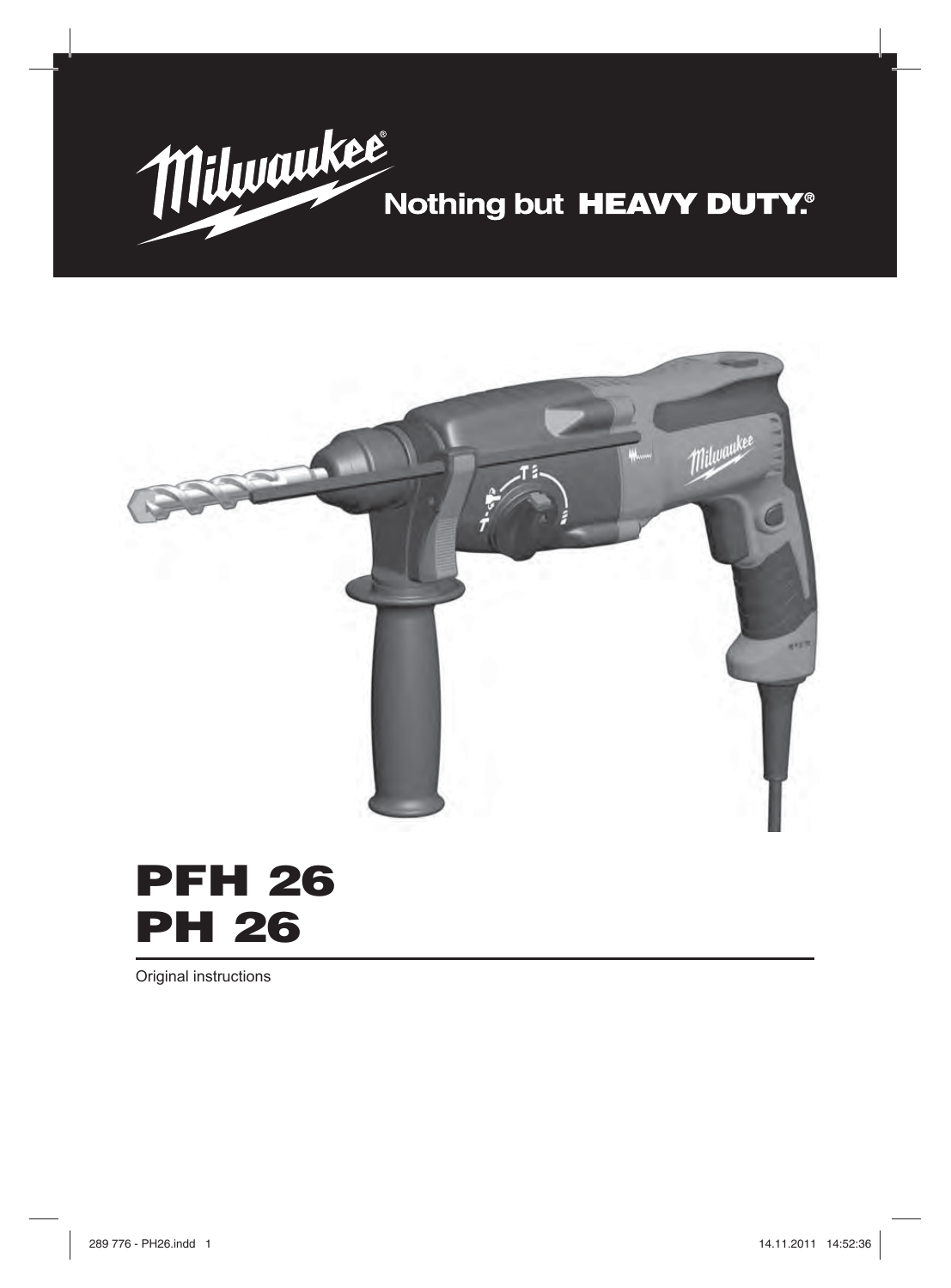Milwaukee®

Nothing but **HEAVY DUTY®**

# PFH 26
# PH 26

Original instructions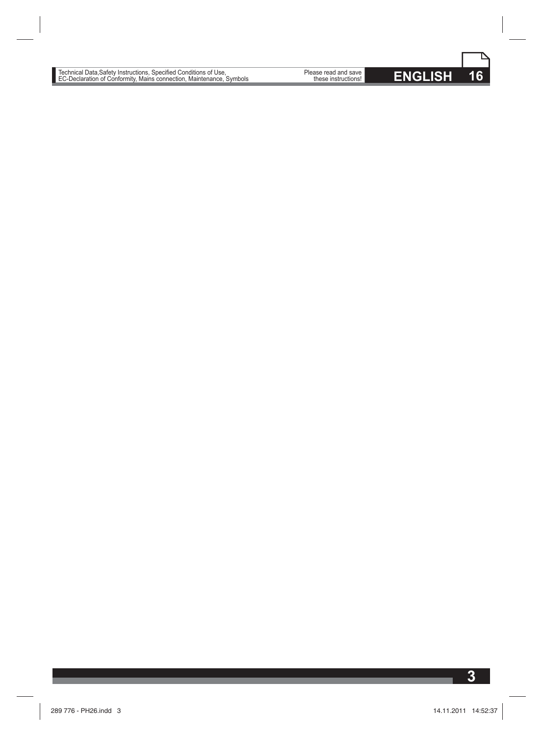| | | | |
|---|---|---|---|
| Technical Data, Safety Instructions, Specified Conditions of Use, EC-Declaration of Conformity, Mains connection, Maintenance, Symbols | Please read and save these instructions! | **ENGLISH** | **16** |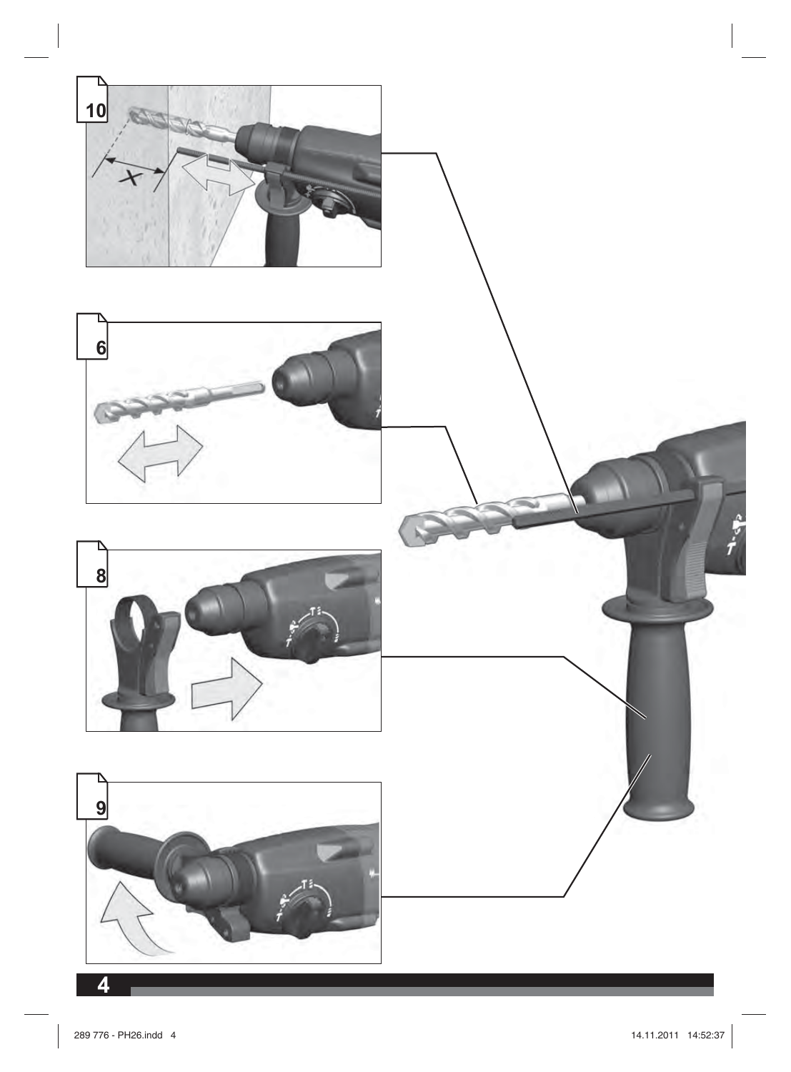10

6

8

9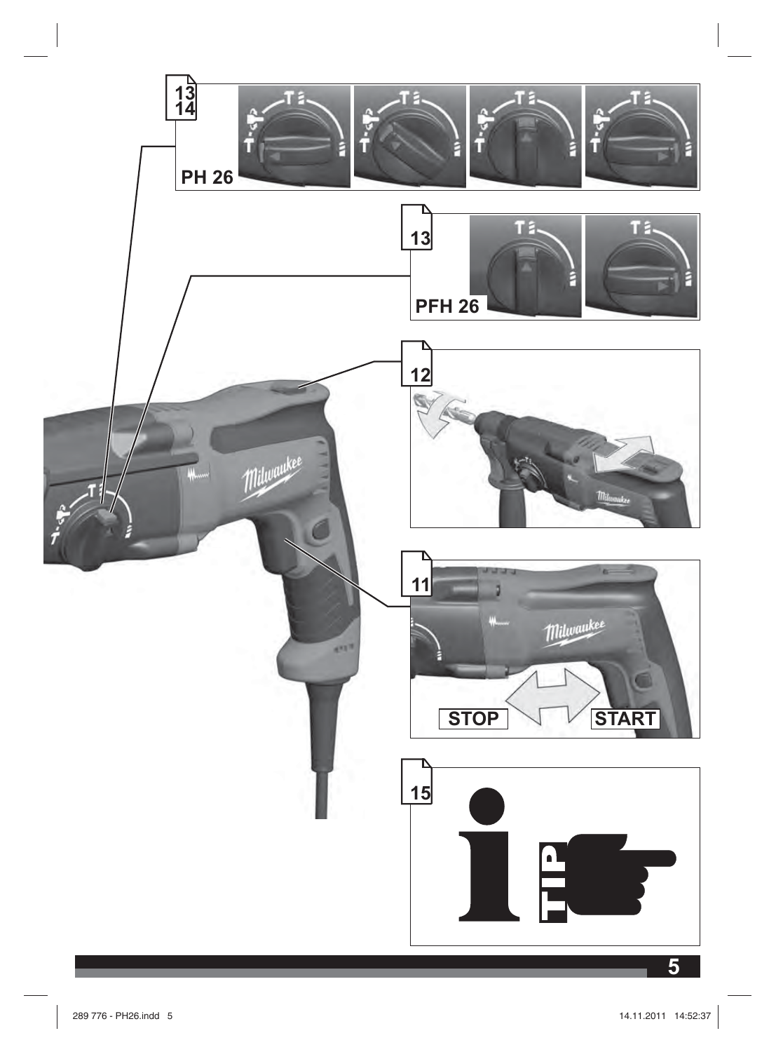13
14

PH 26

13

PFH 26

12

11

STOP

START

15

TIP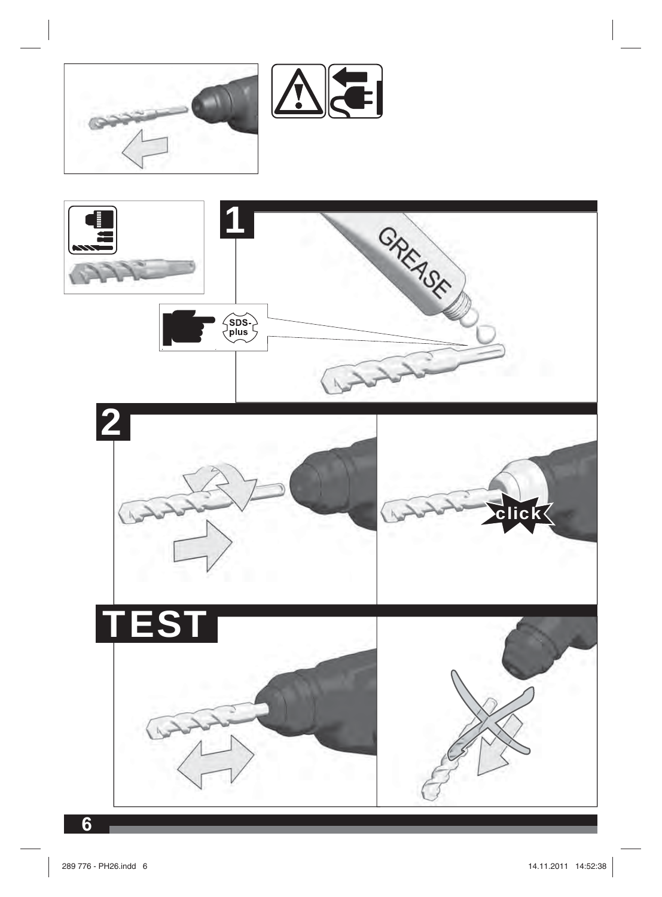1

GREASE

SDS-plus

2

click

TEST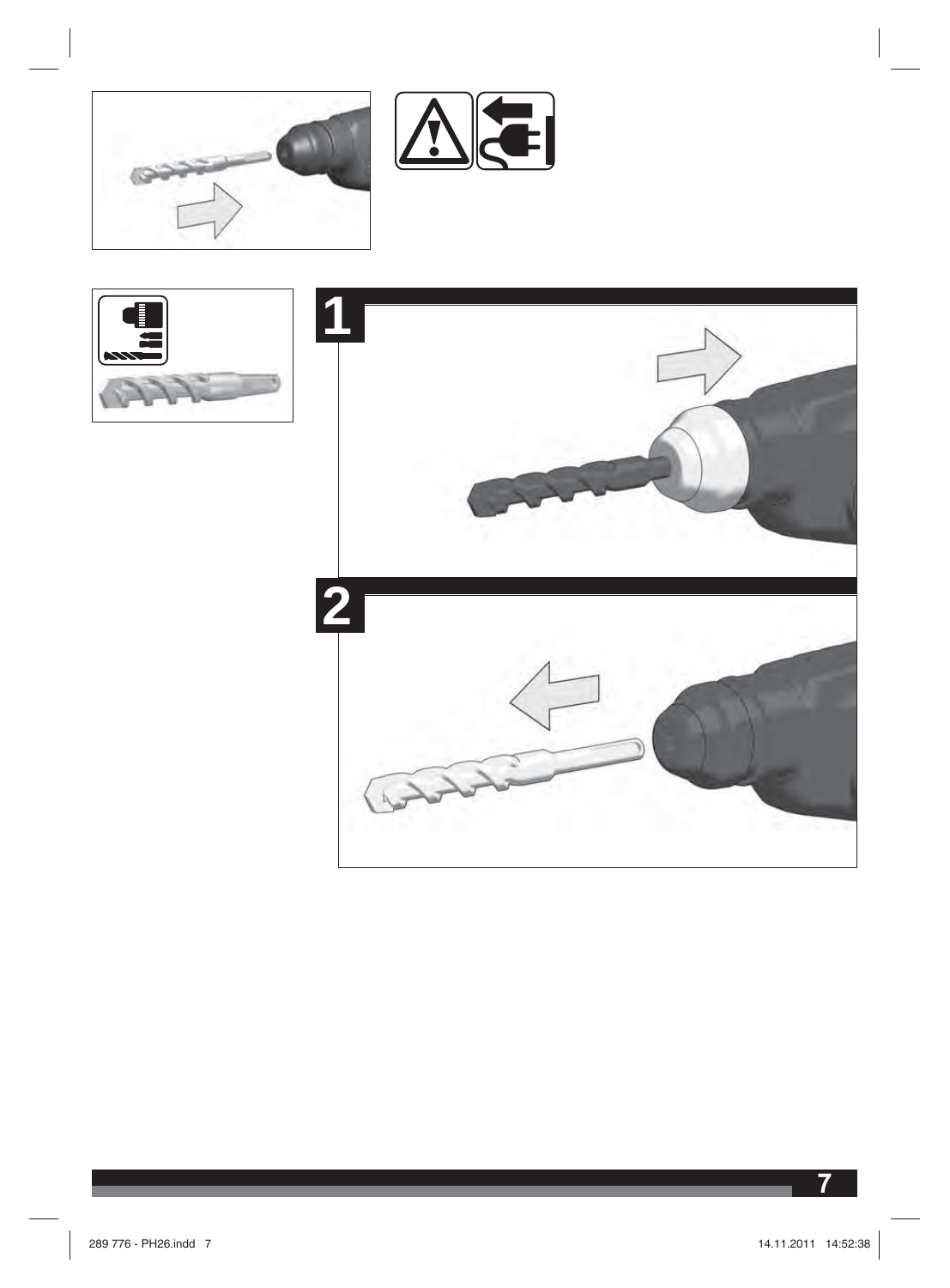1

2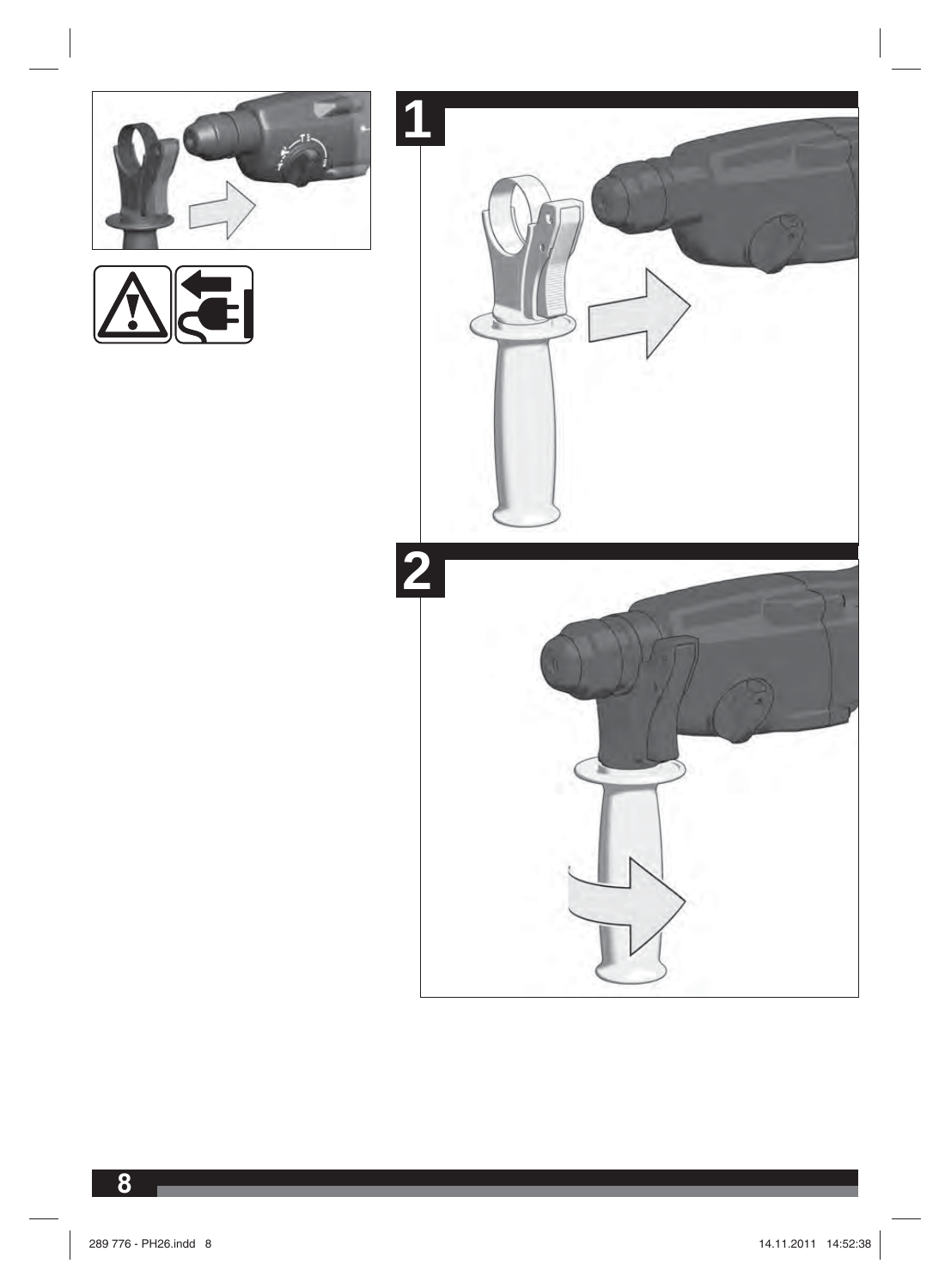1

2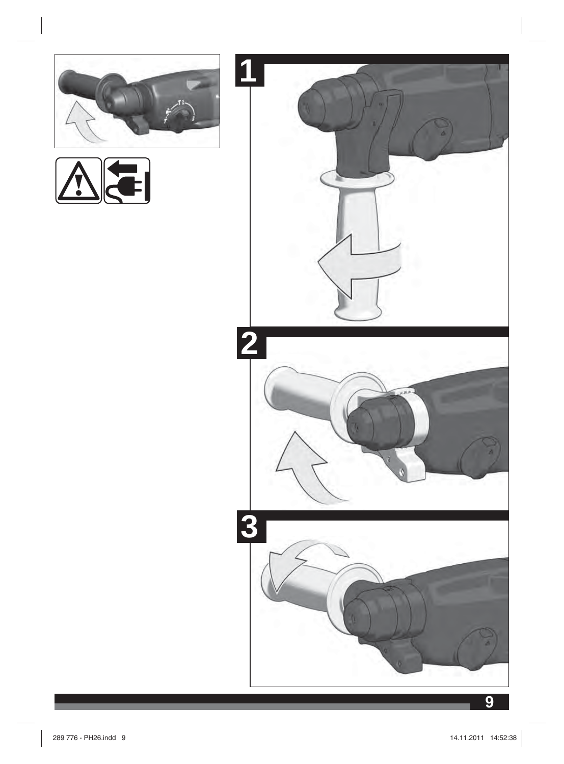1

2

3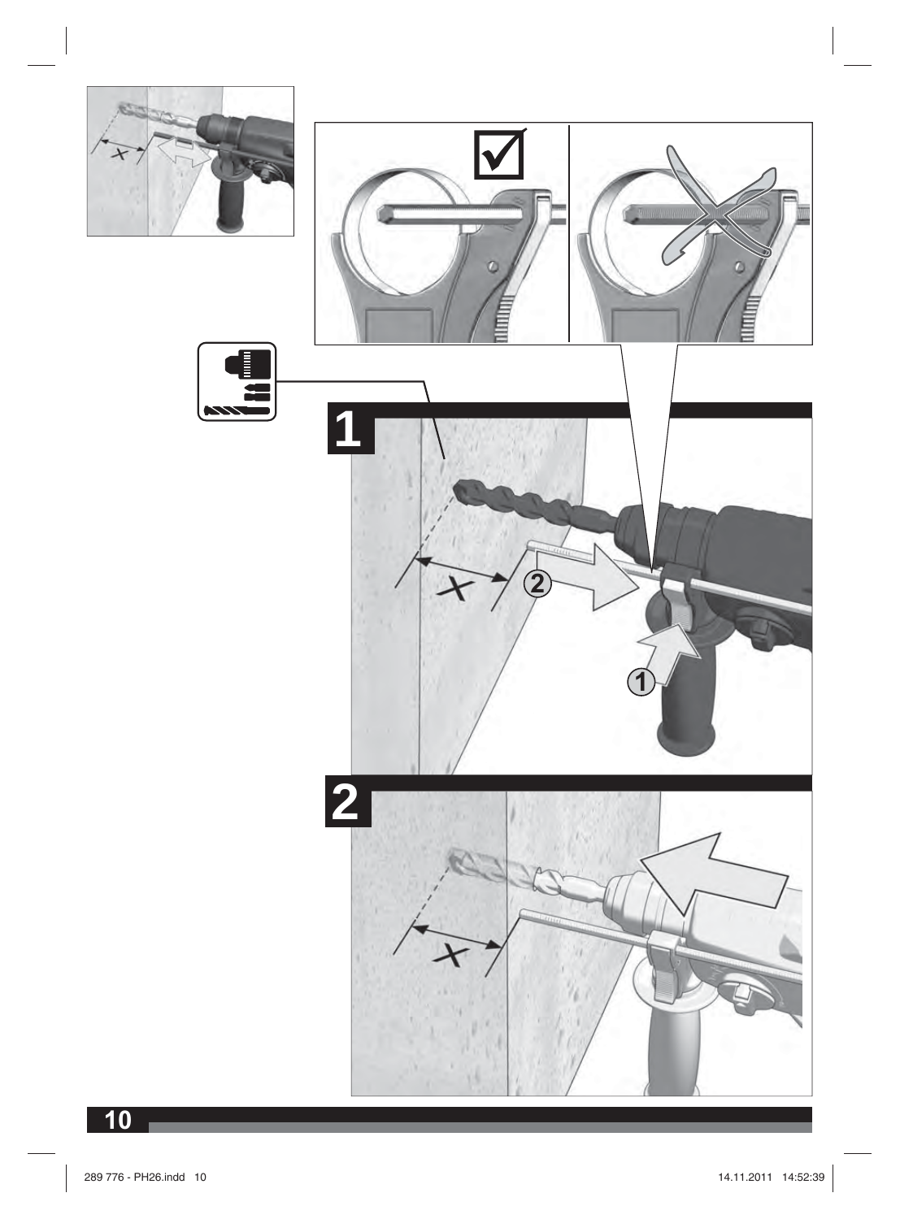1

X

2

1

2

X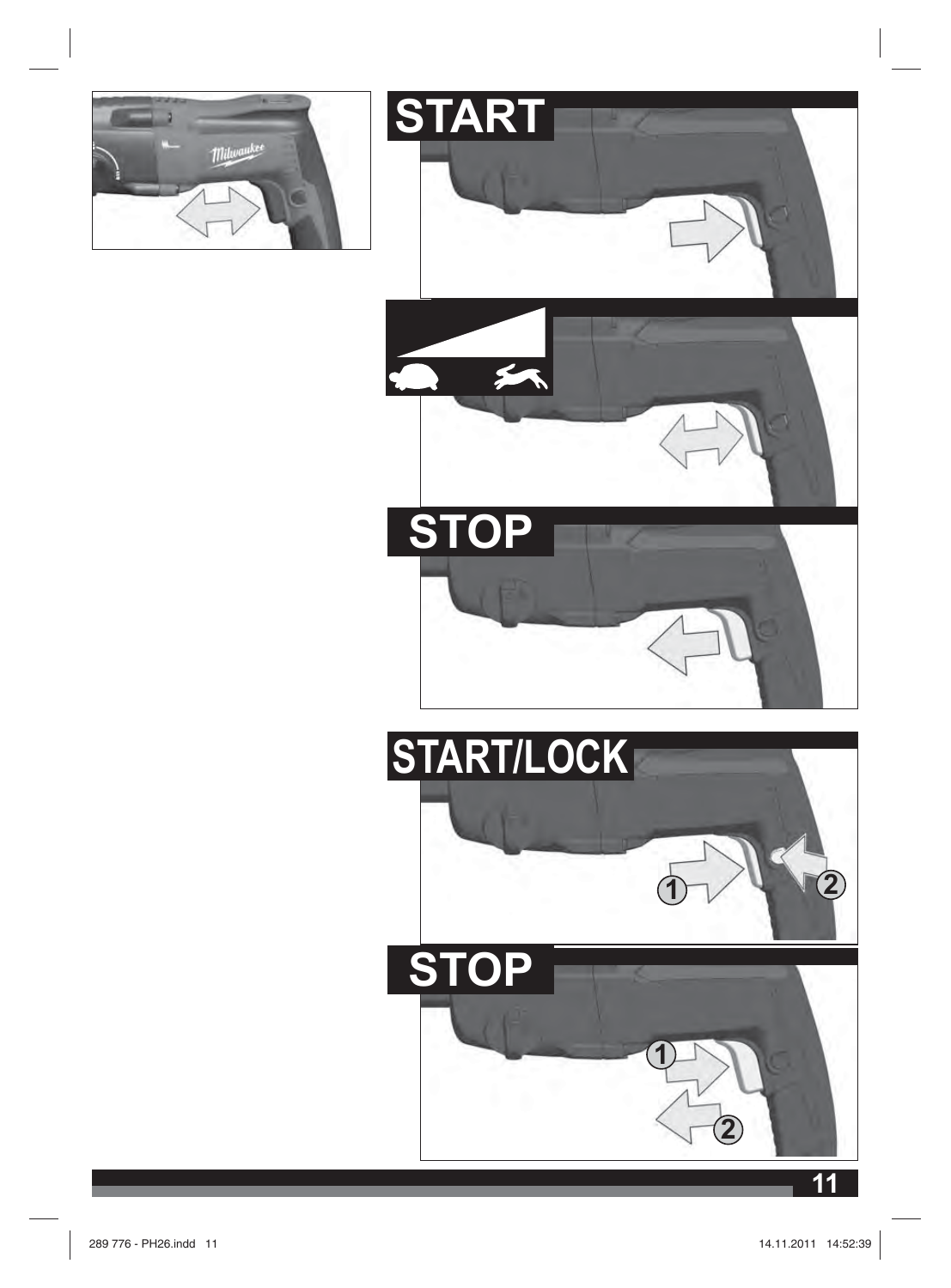## START

## STOP

## START/LOCK

1

2

## STOP

1

2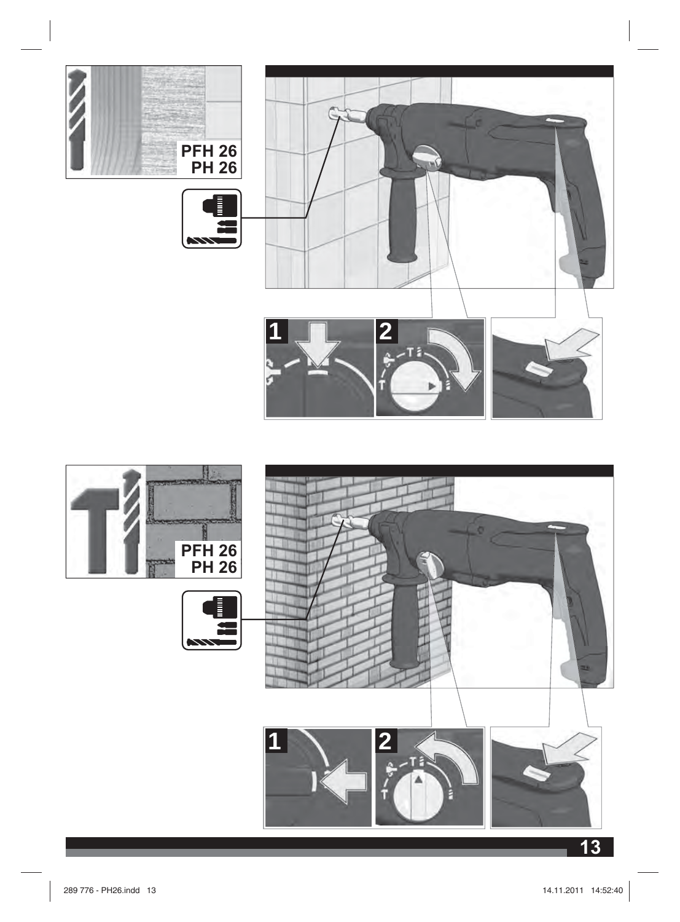PFH 26
PH 26

1

2

PFH 26
PH 26

1

2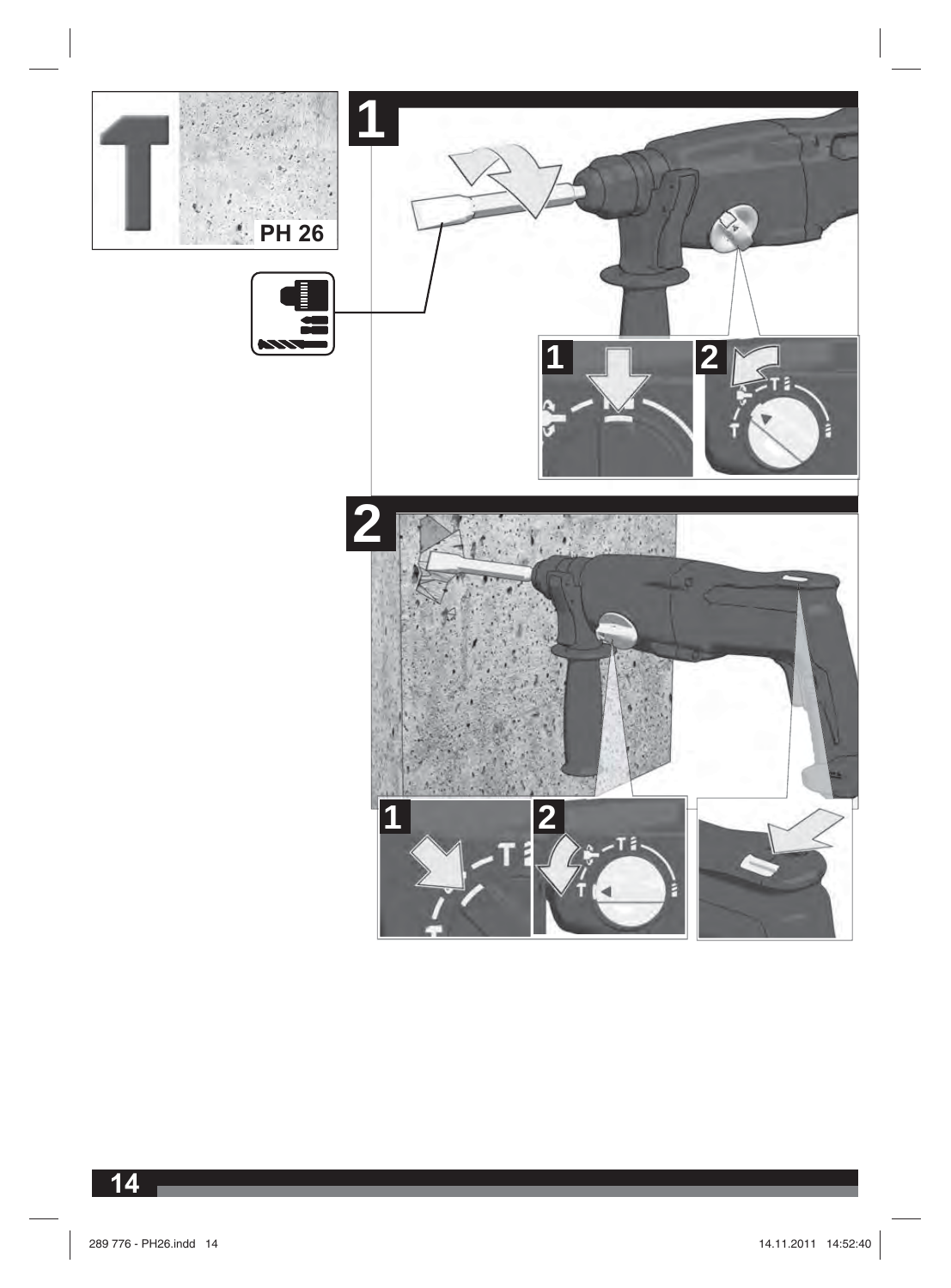PH 26

1

1

2

2

1

2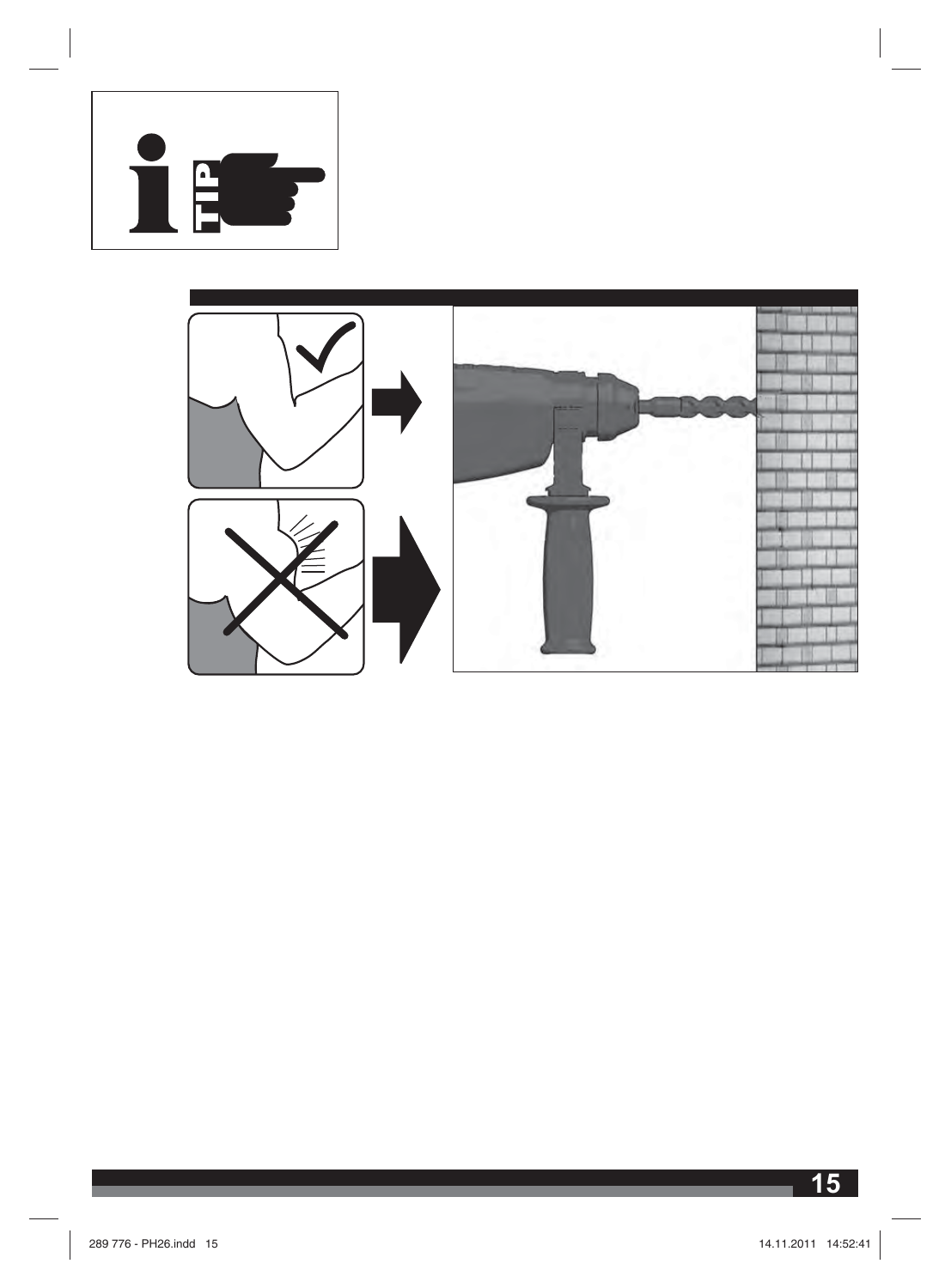TIP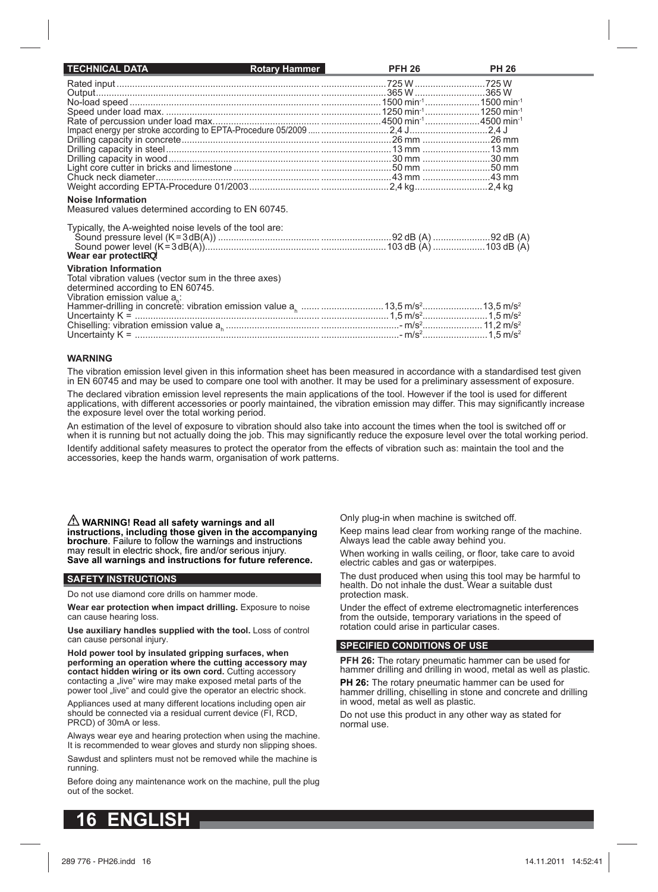| TECHNICAL DATA | Rotary Hammer | PFH 26 | PH 26 |
|---|---|---|---|
| Rated input | | 725 W | 725 W |
| Output | | 365 W | 365 W |
| No-load speed | | 1500 $min^{-1}$ | 1500 $min^{-1}$ |
| Speed under load max. | | 1250 $min^{-1}$ | 1250 $min^{-1}$ |
| Rate of percussion under load max. | | 4500 $min^{-1}$ | 4500 $min^{-1}$ |
| Impact energy per stroke according to EPTA-Procedure 05/2009 | | 2,4 J | 2,4 J |
| Drilling capacity in concrete | | 26 mm | 26 mm |
| Drilling capacity in steel | | 13 mm | 13 mm |
| Drilling capacity in wood | | 30 mm | 30 mm |
| Light core cutter in bricks and limestone | | 50 mm | 50 mm |
| Chuck neck diameter | | 43 mm | 43 mm |
| Weight according EPTA-Procedure 01/2003 | | 2,4 kg | 2,4 kg |

**Noise Information**

Measured values determined according to EN 60745.

| Typically, the A-weighted noise levels of the tool are: | PFH 26 | PH 26 |
|---|---|---|
| Sound pressure level (K = 3 dB(A)) | 92 dB (A) | 92 dB (A) |
| Sound power level (K = 3 dB(A)) | 103 dB (A) | 103 dB (A) |

**Wear ear protection!**

**Vibration Information**

Total vibration values (vector sum in the three axes) determined according to EN 60745.

| Vibration emission value $a_h$: | PFH 26 | PH 26 |
|---|---|---|
| Hammer-drilling in concrete: vibration emission value $a_h$ | 13,5 $m/s^2$ | 13,5 $m/s^2$ |
| Uncertainty K = | 1,5 $m/s^2$ | 1,5 $m/s^2$ |
| Chiselling: vibration emission value $a_h$ | - $m/s^2$ | 11,2 $m/s^2$ |
| Uncertainty K = | - $m/s^2$ | 1,5 $m/s^2$ |

**WARNING**

The vibration emission level given in this information sheet has been measured in accordance with a standardised test given in EN 60745 and may be used to compare one tool with another. It may be used for a preliminary assessment of exposure.

The declared vibration emission level represents the main applications of the tool. However if the tool is used for different applications, with different accessories or poorly maintained, the vibration emission may differ. This may significantly increase the exposure level over the total working period.

An estimation of the level of exposure to vibration should also take into account the times when the tool is switched off or when it is running but not actually doing the job. This may significantly reduce the exposure level over the total working period.

Identify additional safety measures to protect the operator from the effects of vibration such as: maintain the tool and the accessories, keep the hands warm, organisation of work patterns.

⚠ **WARNING! Read all safety warnings and all instructions, including those given in the accompanying brochure**. Failure to follow the warnings and instructions may result in electric shock, fire and/or serious injury. **Save all warnings and instructions for future reference.**

## SAFETY INSTRUCTIONS

Do not use diamond core drills on hammer mode.

**Wear ear protection when impact drilling.** Exposure to noise can cause hearing loss.

**Use auxiliary handles supplied with the tool.** Loss of control can cause personal injury.

**Hold power tool by insulated gripping surfaces, when performing an operation where the cutting accessory may contact hidden wiring or its own cord.** Cutting accessory contacting a „live" wire may make exposed metal parts of the power tool „live" and could give the operator an electric shock.

Appliances used at many different locations including open air should be connected via a residual current device (FI, RCD, PRCD) of 30mA or less.

Always wear eye and hearing protection when using the machine. It is recommended to wear gloves and sturdy non slipping shoes.

Sawdust and splinters must not be removed while the machine is running.

Before doing any maintenance work on the machine, pull the plug out of the socket.

Only plug-in when machine is switched off.

Keep mains lead clear from working range of the machine. Always lead the cable away behind you.

When working in walls ceiling, or floor, take care to avoid electric cables and gas or waterpipes.

The dust produced when using this tool may be harmful to health. Do not inhale the dust. Wear a suitable dust protection mask.

Under the effect of extreme electromagnetic interferences from the outside, temporary variations in the speed of rotation could arise in particular cases.

## SPECIFIED CONDITIONS OF USE

**PFH 26:** The rotary pneumatic hammer can be used for hammer drilling and drilling in wood, metal as well as plastic.

**PH 26:** The rotary pneumatic hammer can be used for hammer drilling, chiselling in stone and concrete and drilling in wood, metal as well as plastic.

Do not use this product in any other way as stated for normal use.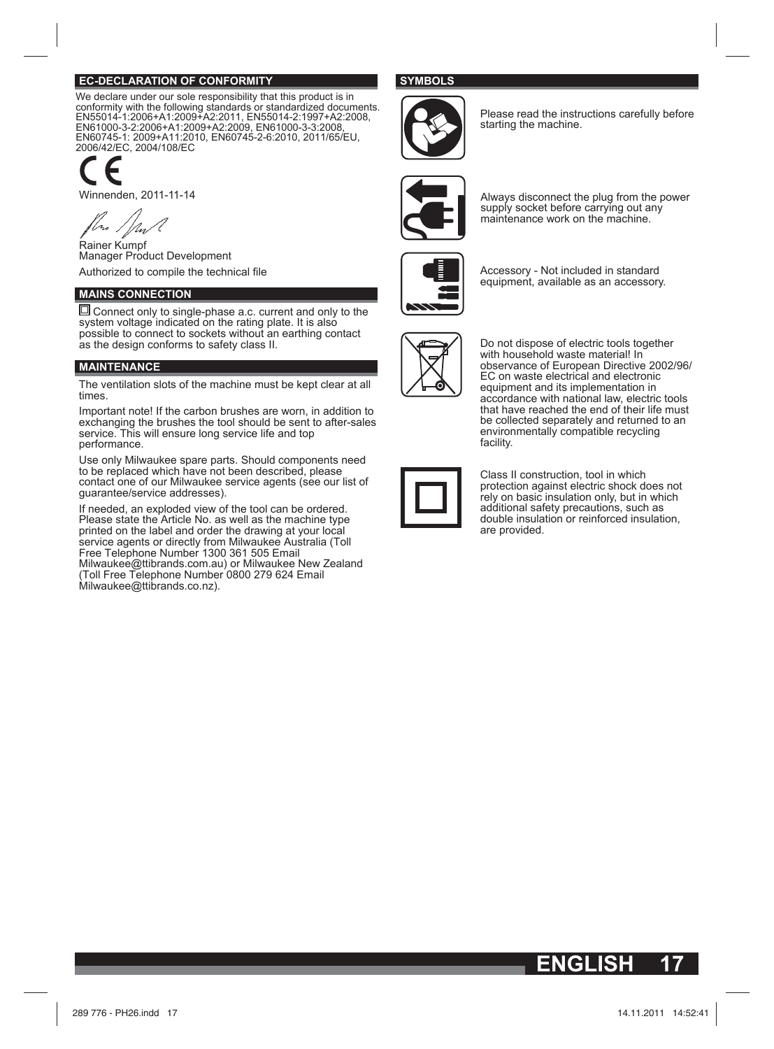## EC-DECLARATION OF CONFORMITY

We declare under our sole responsibility that this product is in conformity with the following standards or standardized documents. EN55014-1:2006+A1:2009+A2:2011, EN55014-2:1997+A2:2008, EN61000-3-2:2006+A1:2009+A2:2009, EN61000-3-3:2008, EN60745-1: 2009+A11:2010, EN60745-2-6:2010, 2011/65/EU, 2006/42/EC, 2004/108/EC

CE

Winnenden, 2011-11-14

Rainer Kumpf
Manager Product Development

Authorized to compile the technical file

## MAINS CONNECTION

Connect only to single-phase a.c. current and only to the system voltage indicated on the rating plate. It is also possible to connect to sockets without an earthing contact as the design conforms to safety class II.

## MAINTENANCE

The ventilation slots of the machine must be kept clear at all times.

Important note! If the carbon brushes are worn, in addition to exchanging the brushes the tool should be sent to after-sales service. This will ensure long service life and top performance.

Use only Milwaukee spare parts. Should components need to be replaced which have not been described, please contact one of our Milwaukee service agents (see our list of guarantee/service addresses).

If needed, an exploded view of the tool can be ordered. Please state the Article No. as well as the machine type printed on the label and order the drawing at your local service agents or directly from Milwaukee Australia (Toll Free Telephone Number 1300 361 505 Email Milwaukee@ttibrands.com.au) or Milwaukee New Zealand (Toll Free Telephone Number 0800 279 624 Email Milwaukee@ttibrands.co.nz).

## SYMBOLS

Please read the instructions carefully before starting the machine.

Always disconnect the plug from the power supply socket before carrying out any maintenance work on the machine.

Accessory - Not included in standard equipment, available as an accessory.

Do not dispose of electric tools together with household waste material! In observance of European Directive 2002/96/EC on waste electrical and electronic equipment and its implementation in accordance with national law, electric tools that have reached the end of their life must be collected separately and returned to an environmentally compatible recycling facility.

Class II construction, tool in which protection against electric shock does not rely on basic insulation only, but in which additional safety precautions, such as double insulation or reinforced insulation, are provided.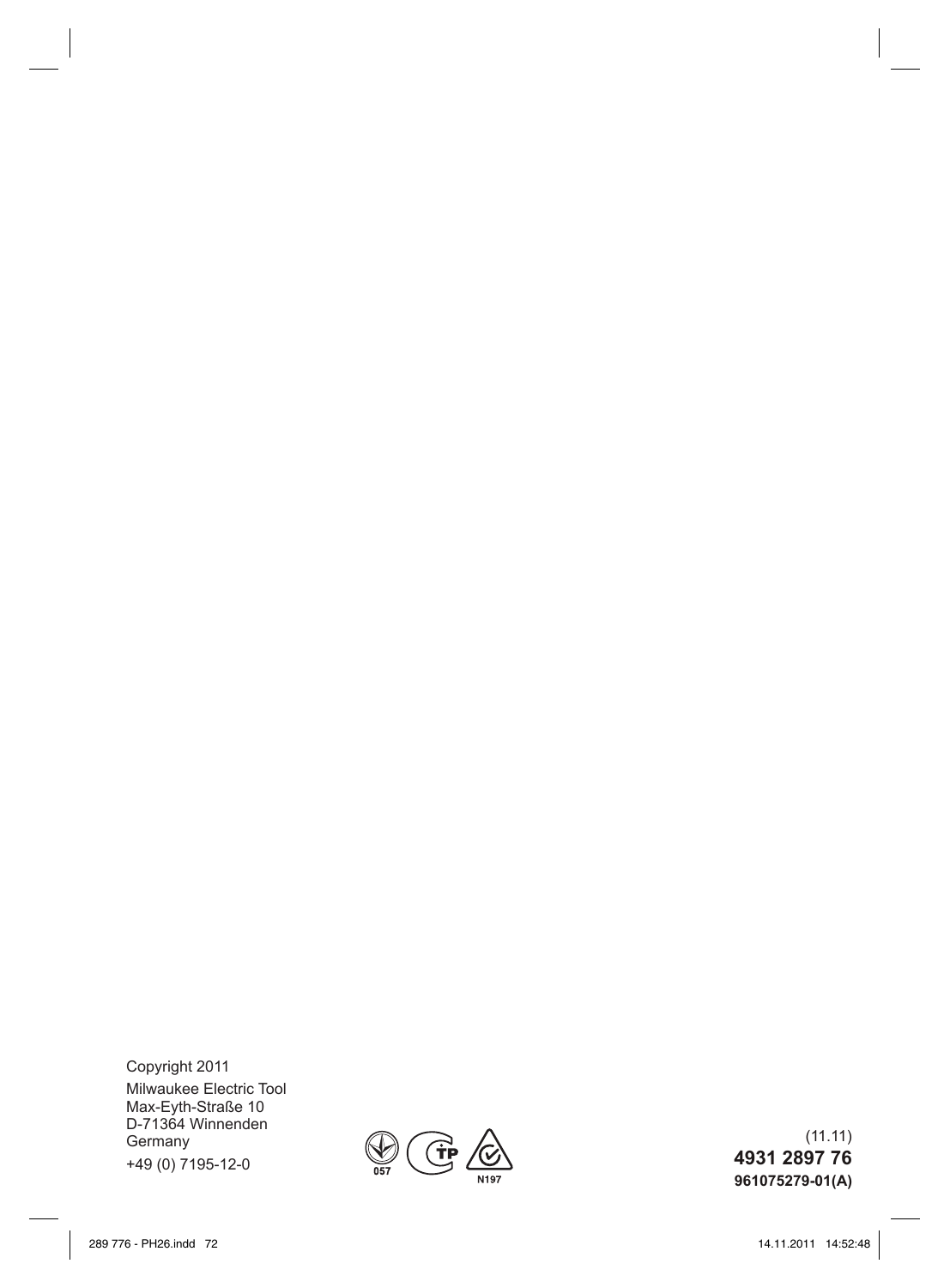Copyright 2011

Milwaukee Electric Tool
Max-Eyth-Straße 10
D-71364 Winnenden
Germany

+49 (0) 7195-12-0

057

N197

(11.11)
**4931 2897 76**
**961075279-01(A)**